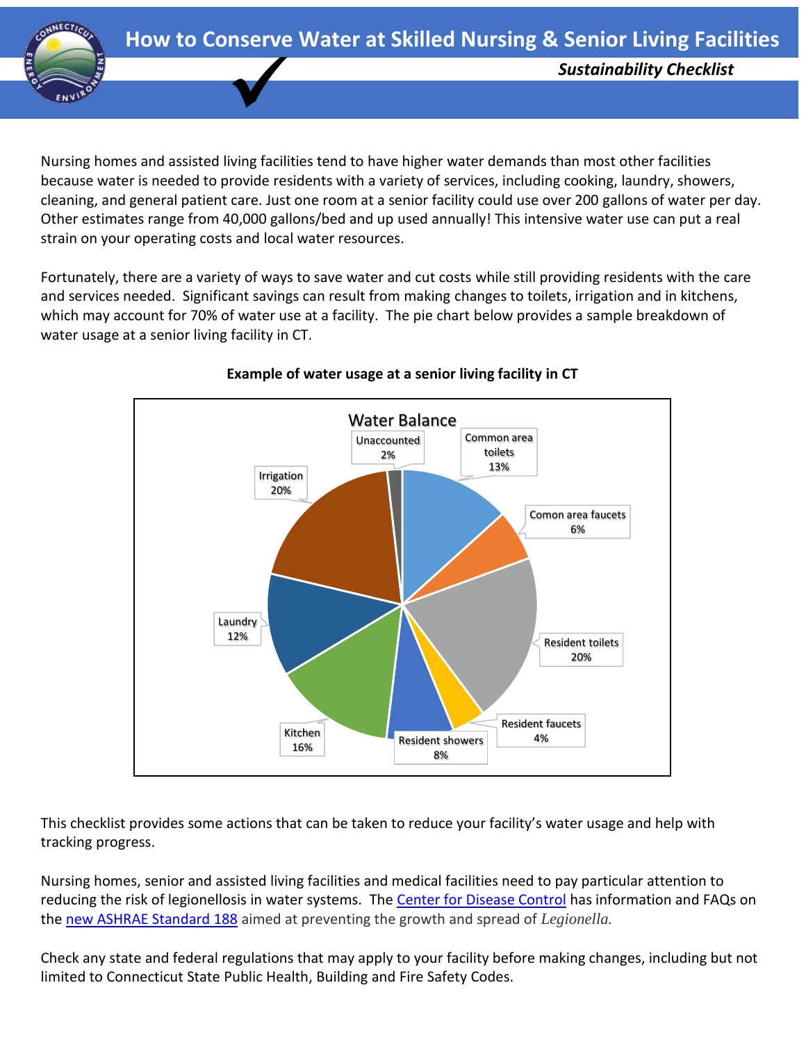# How to Conserve Water at Skilled Nursing & Senior Living Facilities

***Sustainability Checklist***

Nursing homes and assisted living facilities tend to have higher water demands than most other facilities because water is needed to provide residents with a variety of services, including cooking, laundry, showers, cleaning, and general patient care. Just one room at a senior facility could use over 200 gallons of water per day. Other estimates range from 40,000 gallons/bed and up used annually! This intensive water use can put a real strain on your operating costs and local water resources.

Fortunately, there are a variety of ways to save water and cut costs while still providing residents with the care and services needed. Significant savings can result from making changes to toilets, irrigation and in kitchens, which may account for 70% of water use at a facility. The pie chart below provides a sample breakdown of water usage at a senior living facility in CT.

**Example of water usage at a senior living facility in CT**

Water Balance

| Category | Share |
|---|---|
| Common area toilets | 13% |
| Comon area faucets | 6% |
| Resident toilets | 20% |
| Resident faucets | 4% |
| Resident showers | 8% |
| Kitchen | 16% |
| Laundry | 12% |
| Irrigation | 20% |
| Unaccounted | 2% |

This checklist provides some actions that can be taken to reduce your facility's water usage and help with tracking progress.

Nursing homes, senior and assisted living facilities and medical facilities need to pay particular attention to reducing the risk of legionellosis in water systems. The [Center for Disease Control]() has information and FAQs on the [new ASHRAE Standard 188]() aimed at preventing the growth and spread of *Legionella.*

Check any state and federal regulations that may apply to your facility before making changes, including but not limited to Connecticut State Public Health, Building and Fire Safety Codes.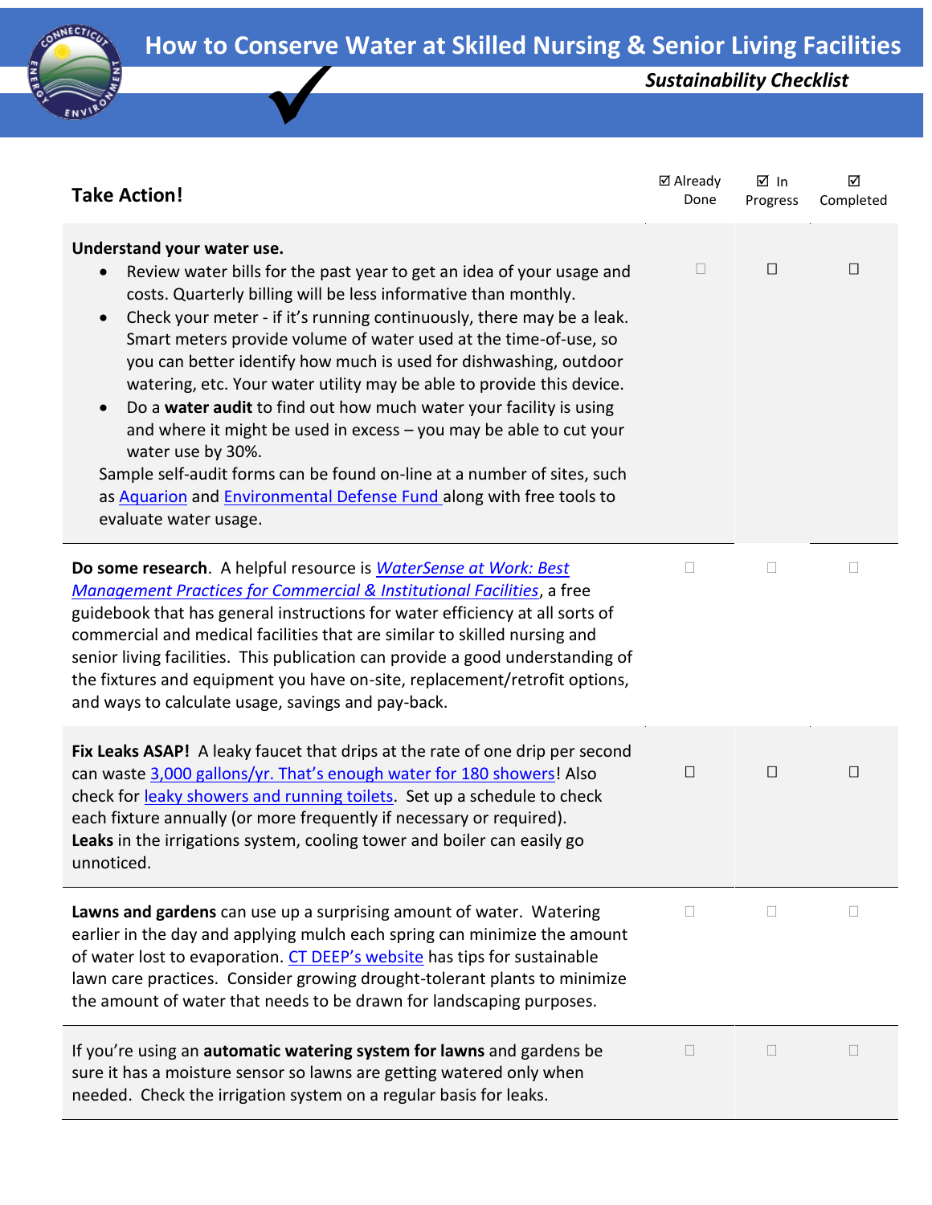# How to Conserve Water at Skilled Nursing & Senior Living Facilities

***Sustainability Checklist***

| **Take Action!** | ☑ Already Done | ☑ In Progress | ☑ Completed |
|---|---|---|---|
| **Understand your water use.**<br>• Review water bills for the past year to get an idea of your usage and costs. Quarterly billing will be less informative than monthly.<br>• Check your meter - if it's running continuously, there may be a leak. Smart meters provide volume of water used at the time-of-use, so you can better identify how much is used for dishwashing, outdoor watering, etc. Your water utility may be able to provide this device.<br>• Do a **water audit** to find out how much water your facility is using and where it might be used in excess – you may be able to cut your water use by 30%.<br>Sample self-audit forms can be found on-line at a number of sites, such as Aquarion and Environmental Defense Fund along with free tools to evaluate water usage. | ☐ | ☐ | ☐ |
| **Do some research**. A helpful resource is *WaterSense at Work: Best Management Practices for Commercial & Institutional Facilities*, a free guidebook that has general instructions for water efficiency at all sorts of commercial and medical facilities that are similar to skilled nursing and senior living facilities. This publication can provide a good understanding of the fixtures and equipment you have on-site, replacement/retrofit options, and ways to calculate usage, savings and pay-back. | ☐ | ☐ | ☐ |
| **Fix Leaks ASAP!** A leaky faucet that drips at the rate of one drip per second can waste 3,000 gallons/yr. That's enough water for 180 showers! Also check for leaky showers and running toilets. Set up a schedule to check each fixture annually (or more frequently if necessary or required). **Leaks** in the irrigations system, cooling tower and boiler can easily go unnoticed. | ☐ | ☐ | ☐ |
| **Lawns and gardens** can use up a surprising amount of water. Watering earlier in the day and applying mulch each spring can minimize the amount of water lost to evaporation. CT DEEP's website has tips for sustainable lawn care practices. Consider growing drought-tolerant plants to minimize the amount of water that needs to be drawn for landscaping purposes. | ☐ | ☐ | ☐ |
| If you're using an **automatic watering system for lawns** and gardens be sure it has a moisture sensor so lawns are getting watered only when needed. Check the irrigation system on a regular basis for leaks. | ☐ | ☐ | ☐ |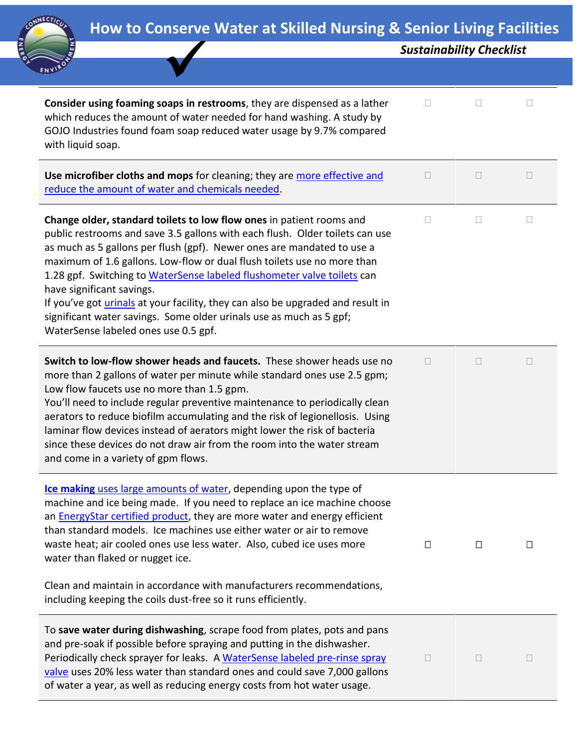# How to Conserve Water at Skilled Nursing & Senior Living Facilities

*Sustainability Checklist*

| | | | |
|---|---|---|---|
| **Consider using foaming soaps in restrooms**, they are dispensed as a lather which reduces the amount of water needed for hand washing. A study by GOJO Industries found foam soap reduced water usage by 9.7% compared with liquid soap. | ☐ | ☐ | ☐ |
| **Use microfiber cloths and mops** for cleaning; they are more effective and reduce the amount of water and chemicals needed. | ☐ | ☐ | ☐ |
| **Change older, standard toilets to low flow ones** in patient rooms and public restrooms and save 3.5 gallons with each flush. Older toilets can use as much as 5 gallons per flush (gpf). Newer ones are mandated to use a maximum of 1.6 gallons. Low-flow or dual flush toilets use no more than 1.28 gpf. Switching to WaterSense labeled flushometer valve toilets can have significant savings. If you've got urinals at your facility, they can also be upgraded and result in significant water savings. Some older urinals use as much as 5 gpf; WaterSense labeled ones use 0.5 gpf. | ☐ | ☐ | ☐ |
| **Switch to low-flow shower heads and faucets.** These shower heads use no more than 2 gallons of water per minute while standard ones use 2.5 gpm; Low flow faucets use no more than 1.5 gpm. You'll need to include regular preventive maintenance to periodically clean aerators to reduce biofilm accumulating and the risk of legionellosis. Using laminar flow devices instead of aerators might lower the risk of bacteria since these devices do not draw air from the room into the water stream and come in a variety of gpm flows. | ☐ | ☐ | ☐ |
| **Ice making** uses large amounts of water, depending upon the type of machine and ice being made. If you need to replace an ice machine choose an EnergyStar certified product, they are more water and energy efficient than standard models. Ice machines use either water or air to remove waste heat; air cooled ones use less water. Also, cubed ice uses more water than flaked or nugget ice. Clean and maintain in accordance with manufacturers recommendations, including keeping the coils dust-free so it runs efficiently. | ☐ | ☐ | ☐ |
| To **save water during dishwashing**, scrape food from plates, pots and pans and pre-soak if possible before spraying and putting in the dishwasher. Periodically check sprayer for leaks. A WaterSense labeled pre-rinse spray valve uses 20% less water than standard ones and could save 7,000 gallons of water a year, as well as reducing energy costs from hot water usage. | ☐ | ☐ | ☐ |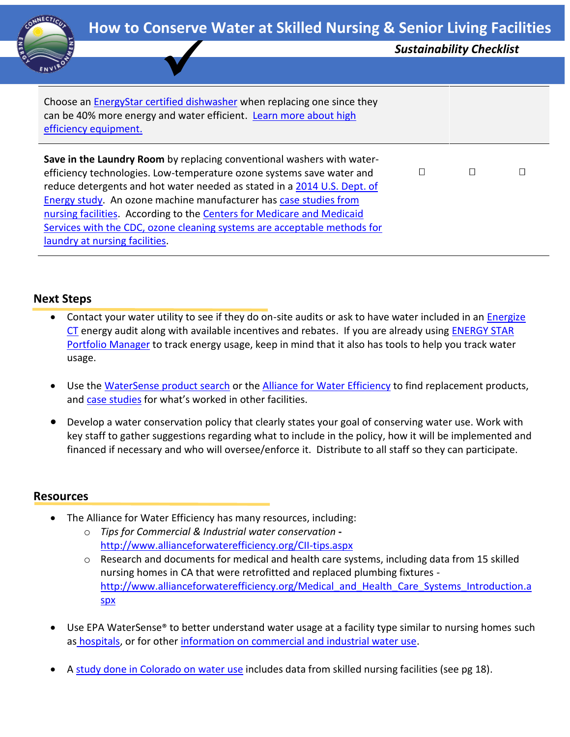| | | | |
|---|---|---|---|
| Choose an EnergyStar certified dishwasher when replacing one since they can be 40% more energy and water efficient. Learn more about high efficiency equipment. | | | |
| **Save in the Laundry Room** by replacing conventional washers with water-efficiency technologies. Low-temperature ozone systems save water and reduce detergents and hot water needed as stated in a 2014 U.S. Dept. of Energy study. An ozone machine manufacturer has case studies from nursing facilities. According to the Centers for Medicare and Medicaid Services with the CDC, ozone cleaning systems are acceptable methods for laundry at nursing facilities. | ☐ | ☐ | ☐ |

## Next Steps

- Contact your water utility to see if they do on-site audits or ask to have water included in an Energize CT energy audit along with available incentives and rebates. If you are already using ENERGY STAR Portfolio Manager to track energy usage, keep in mind that it also has tools to help you track water usage.
- Use the WaterSense product search or the Alliance for Water Efficiency to find replacement products, and case studies for what's worked in other facilities.
- Develop a water conservation policy that clearly states your goal of conserving water use. Work with key staff to gather suggestions regarding what to include in the policy, how it will be implemented and financed if necessary and who will oversee/enforce it. Distribute to all staff so they can participate.

## Resources

- The Alliance for Water Efficiency has many resources, including:
  - *Tips for Commercial & Industrial water conservation* - http://www.allianceforwaterefficiency.org/CII-tips.aspx
  - Research and documents for medical and health care systems, including data from 15 skilled nursing homes in CA that were retrofitted and replaced plumbing fixtures - http://www.allianceforwaterefficiency.org/Medical_and_Health_Care_Systems_Introduction.aspx
- Use EPA WaterSense® to better understand water usage at a facility type similar to nursing homes such as hospitals, or for other information on commercial and industrial water use.
- A study done in Colorado on water use includes data from skilled nursing facilities (see pg 18).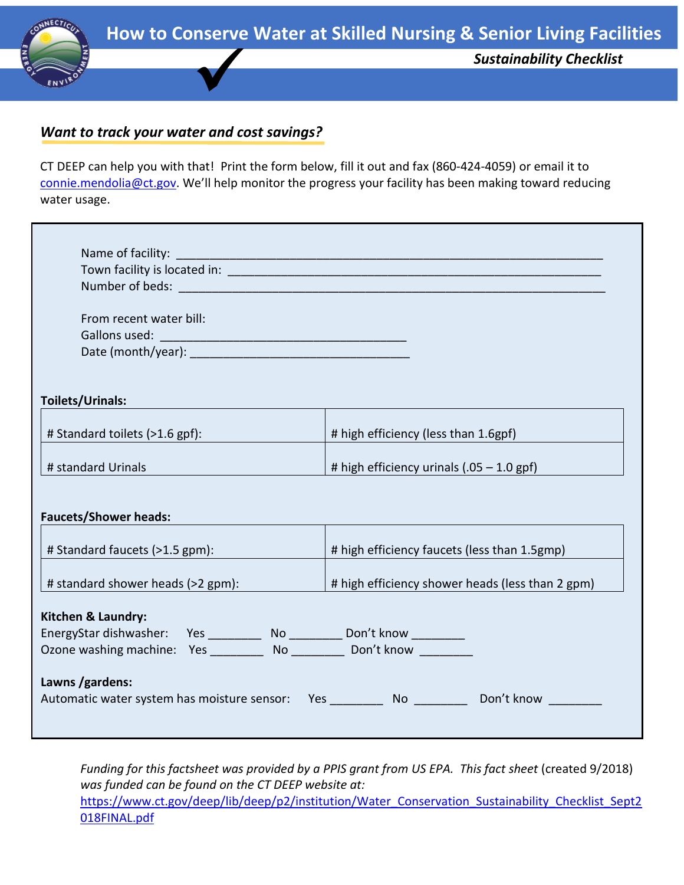# How to Conserve Water at Skilled Nursing & Senior Living Facilities

***Sustainability Checklist***

## *Want to track your water and cost savings?*

CT DEEP can help you with that! Print the form below, fill it out and fax (860-424-4059) or email it to connie.mendolia@ct.gov. We'll help monitor the progress your facility has been making toward reducing water usage.

Name of facility: ______________________________________________________________

Town facility is located in: ______________________________________________________

Number of beds: _______________________________________________________________

From recent water bill:

Gallons used: ____________________________________

Date (month/year): _________________________________

**Toilets/Urinals:**

| | |
|---|---|
| # Standard toilets (>1.6 gpf): | # high efficiency (less than 1.6gpf) |
| # standard Urinals | # high efficiency urinals (.05 – 1.0 gpf) |

**Faucets/Shower heads:**

| | |
|---|---|
| # Standard faucets (>1.5 gpm): | # high efficiency faucets (less than 1.5gmp) |
| # standard shower heads (>2 gpm): | # high efficiency shower heads (less than 2 gpm) |

**Kitchen & Laundry:**

EnergyStar dishwasher: Yes ________ No ________ Don't know ________

Ozone washing machine: Yes ________ No ________ Don't know ________

**Lawns /gardens:**

Automatic water system has moisture sensor: Yes ________ No ________ Don't know ________

*Funding for this factsheet was provided by a PPIS grant from US EPA. This fact sheet* (created 9/2018) *was funded can be found on the CT DEEP website at:* https://www.ct.gov/deep/lib/deep/p2/institution/Water_Conservation_Sustainability_Checklist_Sept2018FINAL.pdf